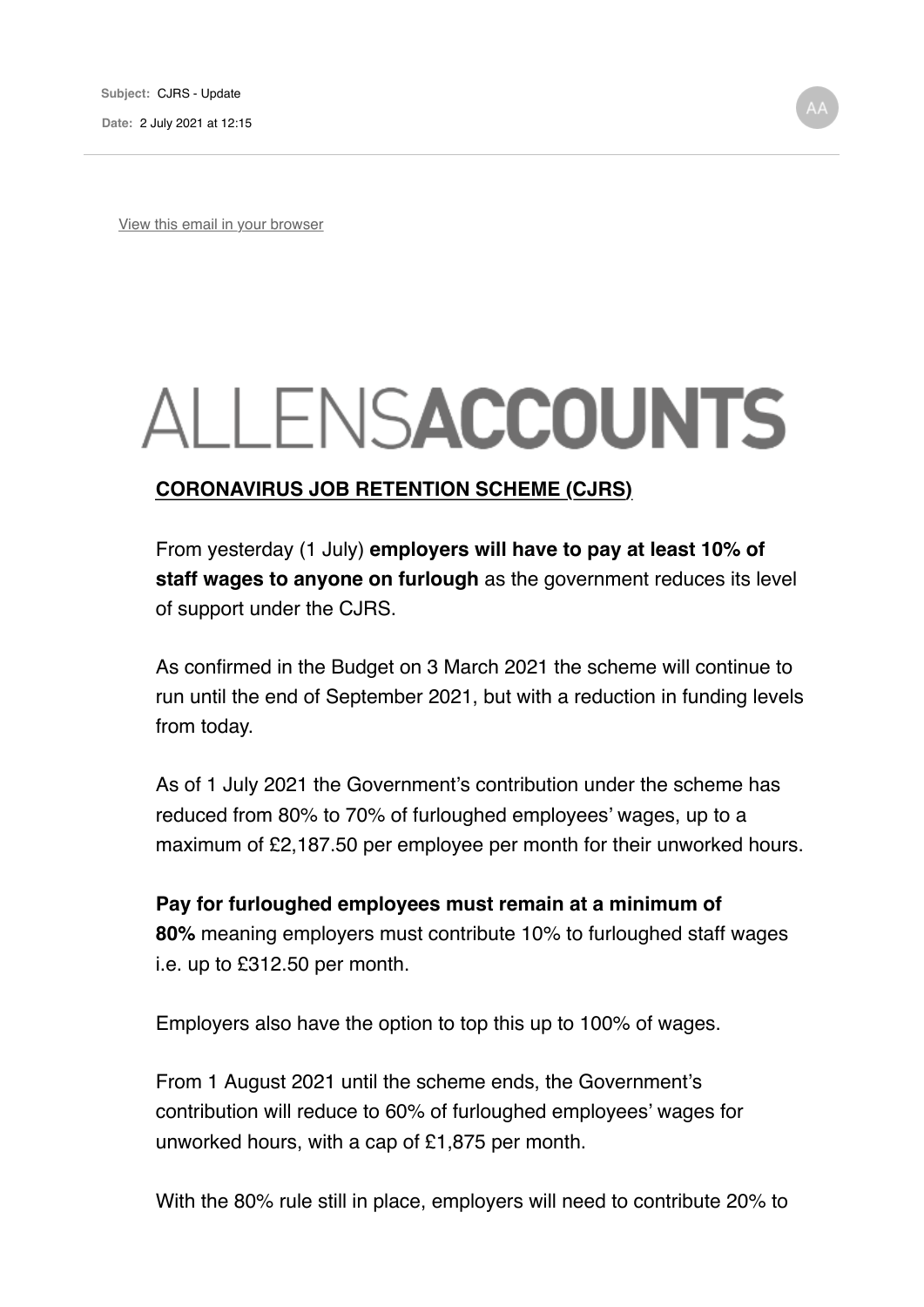**Subject:** CJRS - Update

**Date:** 2 July 2021 at 12:15

View this email in your browser

# ALLENSACCOUNTS

**CORONAVIRUS JOB RETENTION SCHEME (CJRS)**

From yesterday (1 July) **employers will have to pay at least 10% of staff wages to anyone on furlough** as the government reduces its level of support under the CJRS.

As confirmed in the Budget on 3 March 2021 the scheme will continue to run until the end of September 2021, but with a reduction in funding levels from today.

As of 1 July 2021 the Government's contribution under the scheme has reduced from 80% to 70% of furloughed employees' wages, up to a maximum of £2,187.50 per employee per month for their unworked hours.

**Pay for furloughed employees must remain at a minimum of 80%** meaning employers must contribute 10% to furloughed staff wages i.e. up to £312.50 per month.

Employers also have the option to top this up to 100% of wages.

From 1 August 2021 until the scheme ends, the Government's contribution will reduce to 60% of furloughed employees' wages for unworked hours, with a cap of £1,875 per month.

With the 80% rule still in place, employers will need to contribute 20% to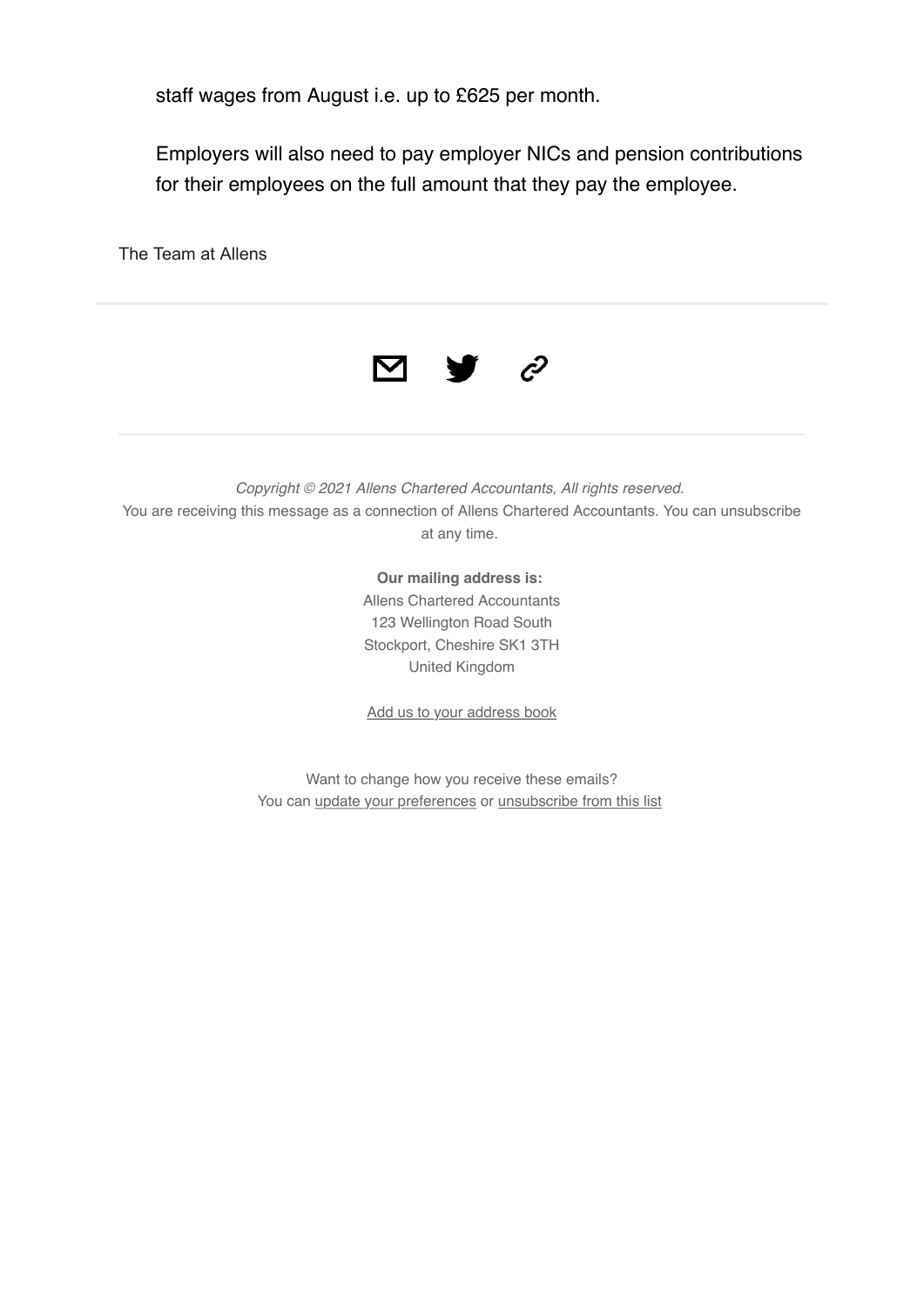staff wages from August i.e. up to £625 per month.

Employers will also need to pay employer NICs and pension contributions for their employees on the full amount that they pay the employee.

The Team at Allens

---

*Copyright © 2021 Allens Chartered Accountants, All rights reserved.*
You are receiving this message as a connection of Allens Chartered Accountants. You can unsubscribe at any time.

**Our mailing address is:**
Allens Chartered Accountants
123 Wellington Road South
Stockport, Cheshire SK1 3TH
United Kingdom

Add us to your address book

Want to change how you receive these emails?
You can update your preferences or unsubscribe from this list